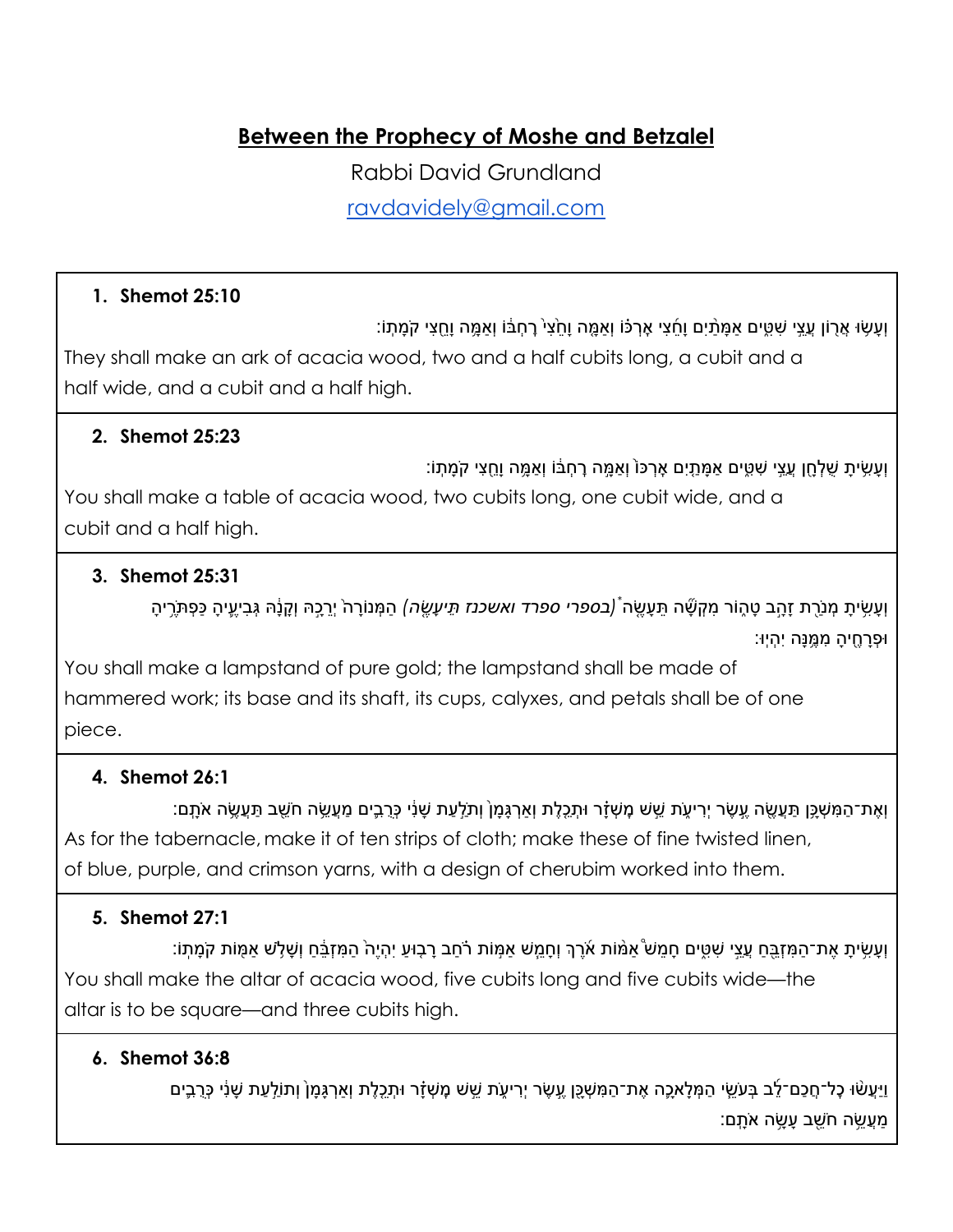# Between the Prophecy of Moshe and Betzalel

Rabbi David Grundland

[ravdavidely@gmail.com](mailto:ravdavidely@gmail.com)

### 1. Shemot 25:10

וְעָשׂ֥וּ אֲר֖וֹן עֲצֵ֣י שִׁטִּ֑ים אַמָּתַ֨יִם וָחֵ֜צִי אָרְכּ֗וֹ וְאַמָּ֤ה וָחֵ֙צִי֙ רָחְבּ֔וֹ וְאַמָּ֥ה וָחֵ֖צִי קֹמָתֽוֹ׃

They shall make an ark of acacia wood, two and a half cubits long, a cubit and a half wide, and a cubit and a half high.

### 2. Shemot 25:23

וְעָשִׂ֥יתָ שֻׁלְחָ֖ן עֲצֵ֣י שִׁטִּ֑ים אַמָּתַ֤יִם אָרְכּוֹ֙ וְאַמָּ֣ה רָחְבּ֔וֹ וְאַמָּ֥ה וָחֵ֖צִי קֹמָתֽוֹ׃

You shall make a table of acacia wood, two cubits long, one cubit wide, and a cubit and a half high.

### 3. Shemot 25:31

וְעָשִׂ֥יתָ מְנֹרַ֖ת זָהָ֣ב טָה֑וֹר מִקְשָׁ֞ה תֵּעָשֶׂ֤ה*(בספרי ספרד ואשכנז תֵּיעָשֶׂ֤ה)* הַמְּנוֹרָה֙ יְרֵכָ֣הּ וְקָנָ֔הּ גְּבִיעֶ֛יהָ כַּפְתֹּרֶ֥יהָ וּפְרָחֶ֖יהָ מִמֶּ֥נָּה יִהְיֽוּ׃

You shall make a lampstand of pure gold; the lampstand shall be made of hammered work; its base and its shaft, its cups, calyxes, and petals shall be of one piece.

### 4. Shemot 26:1

וְאֶת־הַמִּשְׁכָּ֥ן תַּעֲשֶׂ֖ה עֶ֣שֶׂר יְרִיעֹ֑ת שֵׁ֣שׁ מָשְׁזָ֗ר וּתְכֵ֤לֶת וְאַרְגָּמָן֙ וְתֹלַ֣עַת שָׁנִ֔י כְּרֻבִ֛ים מַעֲשֵׂ֥ה חֹשֵׁ֖ב תַּעֲשֶׂ֥ה אֹתָֽם׃

As for the tabernacle, make it of ten strips of cloth; make these of fine twisted linen, of blue, purple, and crimson yarns, with a design of cherubim worked into them.

### 5. Shemot 27:1

וְעָשִׂ֥יתָ אֶת־הַמִּזְבֵּ֖חַ עֲצֵ֣י שִׁטִּ֑ים חָמֵ֨שׁ אַמּ֜וֹת אֹ֗רֶךְ וְחָמֵ֤שׁ אַמּוֹת֙ רֹ֔חַב רָב֤וּעַ יִהְיֶה֙ הַמִּזְבֵּ֔חַ וְשָׁלֹ֥שׁ אַמּ֖וֹת קֹמָתֽוֹ׃

You shall make the altar of acacia wood, five cubits long and five cubits wide—the altar is to be square—and three cubits high.

### 6. Shemot 36:8

וַֽיַּעֲשׂ֨וּ כָֽל־חֲכַם־לֵ֜ב בְּעֹשֵׂ֧י הַמְּלָאכָ֛ה אֶת־הַמִּשְׁכָּ֖ן עֶ֣שֶׂר יְרִיעֹ֑ת שֵׁ֣שׁ מָשְׁזָ֗ר וּתְכֵ֤לֶת וְאַרְגָּמָן֙ וְתוֹלַ֣עַת שָׁנִ֔י כְּרֻבִ֛ים מַעֲשֵׂ֥ה חֹשֵׁ֖ב עָשָׂ֥ה אֹתָֽם׃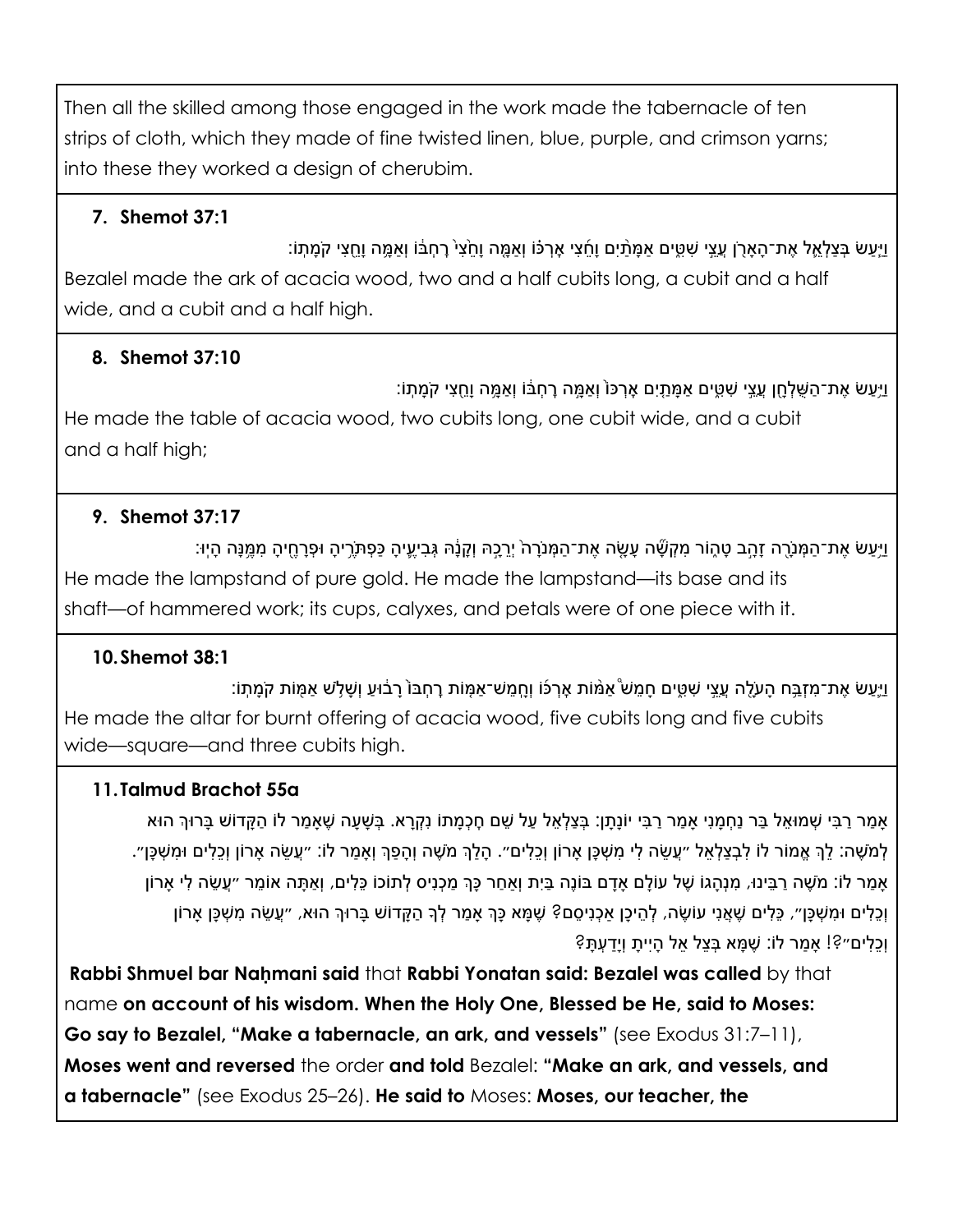Then all the skilled among those engaged in the work made the tabernacle of ten strips of cloth, which they made of fine twisted linen, blue, purple, and crimson yarns; into these they worked a design of cherubim.

### 7. Shemot 37:1

וַיַּ֥עַשׂ בְּצַלְאֵ֛ל אֶת־הָאָרֹ֖ן עֲצֵ֣י שִׁטִּ֑ים אַמָּתַ֨יִם וָחֵ֜צִי אָרְכּ֗וֹ וְאַמָּ֤ה וָחֵ֙צִי֙ רָחְבּ֔וֹ וְאַמָּ֥ה וָחֵ֖צִי קֹמָתֽוֹ׃

Bezalel made the ark of acacia wood, two and a half cubits long, a cubit and a half wide, and a cubit and a half high.

### 8. Shemot 37:10

וַיַּ֥עַשׂ אֶת־הַשֻּׁלְחָ֖ן עֲצֵ֣י שִׁטִּ֑ים אַמָּתַ֤יִם אָרְכּוֹ֙ וְאַמָּ֣ה רָחְבּ֔וֹ וְאַמָּ֥ה וָחֵ֖צִי קֹמָתֽוֹ׃

He made the table of acacia wood, two cubits long, one cubit wide, and a cubit and a half high;

### 9. Shemot 37:17

וַיַּ֥עַשׂ אֶת־הַמְּנֹרָ֖ה זָהָ֣ב טָה֑וֹר מִקְשָׁ֞ה עָשָׂ֤ה אֶת־הַמְּנֹרָה֙ יְרֵכָ֣הּ וְקָנָ֔הּ גְּבִיעֶ֛יהָ כַּפְתֹּרֶ֥יהָ וּפְרָחֶ֖יהָ מִמֶּ֥נָּה הָיֽוּ׃

He made the lampstand of pure gold. He made the lampstand—its base and its shaft—of hammered work; its cups, calyxes, and petals were of one piece with it.

### 10. Shemot 38:1

וַיַּ֛עַשׂ אֶת־מִזְבַּ֥ח הָעֹלָ֖ה עֲצֵ֣י שִׁטִּ֑ים חָמֵשׁ֩ אַמּ֨וֹת אָרְכּ֜וֹ וְחָמֵשׁ־אַמּ֤וֹת רָחְבּוֹ֙ רָב֔וּעַ וְשָׁלֹ֥שׁ אַמּ֖וֹת קֹמָתֽוֹ׃

He made the altar for burnt offering of acacia wood, five cubits long and five cubits wide—square—and three cubits high.

### 11. Talmud Brachot 55a

אָמַר רַבִּי שְׁמוּאֵל בַּר נַחְמָנִי אָמַר רַבִּי יוֹנָתָן: בְּצַלְאֵל עַל שֵׁם חׇכְמָתוֹ נִקְרָא. בְּשָׁעָה שֶׁאָמַר לוֹ הַקָּדוֹשׁ בָּרוּךְ הוּא לְמֹשֶׁה: לֵךְ אֱמוֹר לוֹ לִבְצַלְאֵל ״עֲשֵׂה לִי מִשְׁכָּן אָרוֹן וְכֵלִים״. הָלַךְ מֹשֶׁה וְהָפַךְ וְאָמַר לוֹ: ״עֲשֵׂה אָרוֹן וְכֵלִים וּמִשְׁכָּן״. אָמַר לוֹ: מֹשֶׁה רַבֵּינוּ, מִנְהָגוֹ שֶׁל עוֹלָם אָדָם בּוֹנֶה בַּיִת וְאַחַר כָּךְ מַכְנִיס לְתוֹכוֹ כֵּלִים, וְאַתָּה אוֹמֵר ״עֲשֵׂה לִי אָרוֹן וְכֵלִים וּמִשְׁכָּן״, כֵּלִים שֶׁאֲנִי עוֹשֶׂה, לְהֵיכָן אַכְנִיסֵם? שֶׁמָּא כָּךְ אָמַר לְךָ הַקָּדוֹשׁ בָּרוּךְ הוּא, ״עֲשֵׂה מִשְׁכָּן אָרוֹן וְכֵלִים״?! אָמַר לוֹ: שֶׁמָּא בְּצֵל אֵל הָיִיתָ וְיָדַעְתָּ?

**Rabbi Shmuel bar Naḥmani said** that **Rabbi Yonatan said: Bezalel was called** by that name **on account of his wisdom. When the Holy One, Blessed be He, said to Moses: Go say to Bezalel, "Make a tabernacle, an ark, and vessels"** (see Exodus 31:7–11), **Moses went and reversed** the order **and told** Bezalel: **"Make an ark, and vessels, and a tabernacle"** (see Exodus 25–26). **He said to** Moses: **Moses, our teacher, the**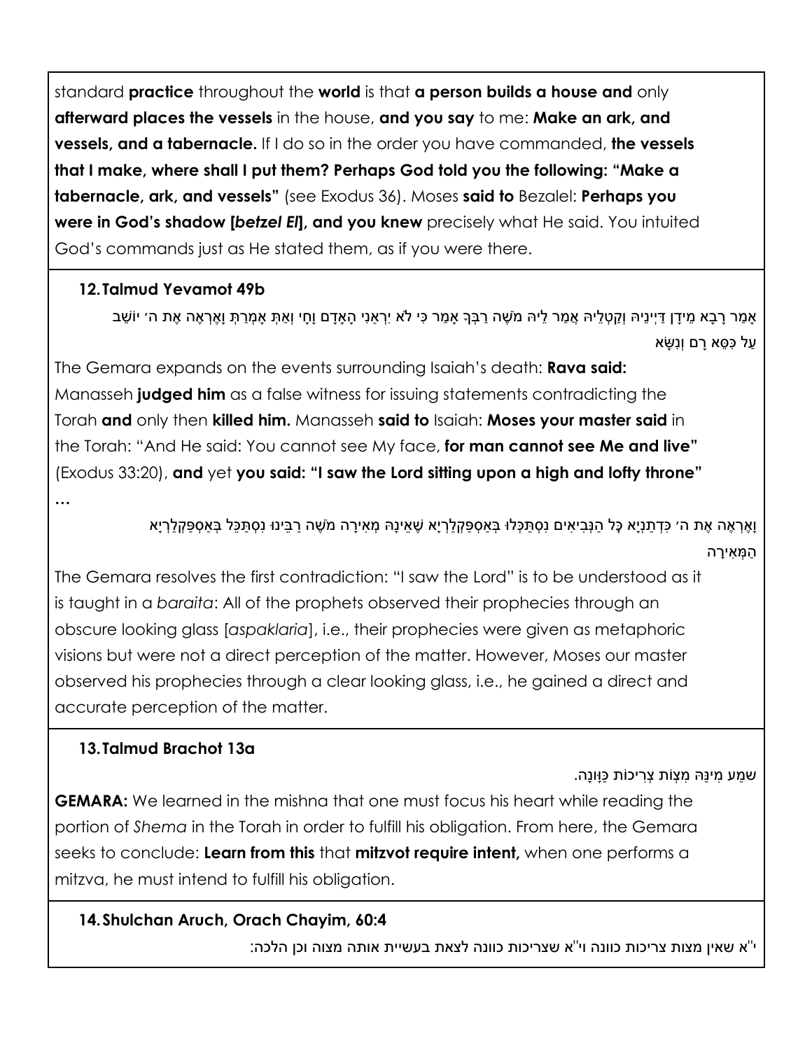standard **practice** throughout the **world** is that **a person builds a house and** only **afterward places the vessels** in the house, **and you say** to me: **Make an ark, and vessels, and a tabernacle.** If I do so in the order you have commanded, **the vessels that I make, where shall I put them? Perhaps God told you the following: "Make a tabernacle, ark, and vessels"** (see Exodus 36). Moses **said to** Bezalel: **Perhaps you were in God's shadow [*betzel El*], and you knew** precisely what He said. You intuited God's commands just as He stated them, as if you were there.

### 12. Talmud Yevamot 49b

אָמַר רָבָא מֵידָן דַּיְינֵיהּ וְקַטְלֵיהּ אֲמַר לֵיהּ מֹשֶׁה רַבְּךָ אָמַר כִּי לֹא יִרְאַנִי הָאָדָם וָחָי וְאַתְּ אָמְרַתְּ וָאֶרְאֶה אֶת ה׳ יוֹשֵׁב עַל כִּסֵּא רָם וְנִשָּׂא

The Gemara expands on the events surrounding Isaiah's death: **Rava said:** Manasseh **judged him** as a false witness for issuing statements contradicting the Torah **and** only then **killed him.** Manasseh **said to** Isaiah: **Moses your master said** in the Torah: "And He said: You cannot see My face, **for man cannot see Me and live"** (Exodus 33:20), **and** yet **you said: "I saw the Lord sitting upon a high and lofty throne"** ...

וָאֶרְאֶה אֶת ה׳ כְּדְתַנְיָא כׇּל הַנְּבִיאִים נִסְתַּכְּלוּ בְּאַסְפַּקְלַרְיָא שֶׁאֵינָהּ מְאִירָה מֹשֶׁה רַבֵּינוּ נִסְתַּכֵּל בְּאַסְפַּקְלַרְיָא הַמְּאִירָה

The Gemara resolves the first contradiction: "I saw the Lord" is to be understood as it is taught in a *baraita*: All of the prophets observed their prophecies through an obscure looking glass [*aspaklaria*], i.e., their prophecies were given as metaphoric visions but were not a direct perception of the matter. However, Moses our master observed his prophecies through a clear looking glass, i.e., he gained a direct and accurate perception of the matter.

### 13. Talmud Brachot 13a

שמַע מִינַּהּ מִצְוֹת צְרִיכוֹת כַּוָּונָה.

**GEMARA:** We learned in the mishna that one must focus his heart while reading the portion of *Shema* in the Torah in order to fulfill his obligation. From here, the Gemara seeks to conclude: **Learn from this** that **mitzvot require intent,** when one performs a mitzva, he must intend to fulfill his obligation.

### 14. Shulchan Aruch, Orach Chayim, 60:4

י"א שאין מצות צריכות כוונה וי"א שצריכות כוונה לצאת בעשיית אותה מצוה וכן הלכה: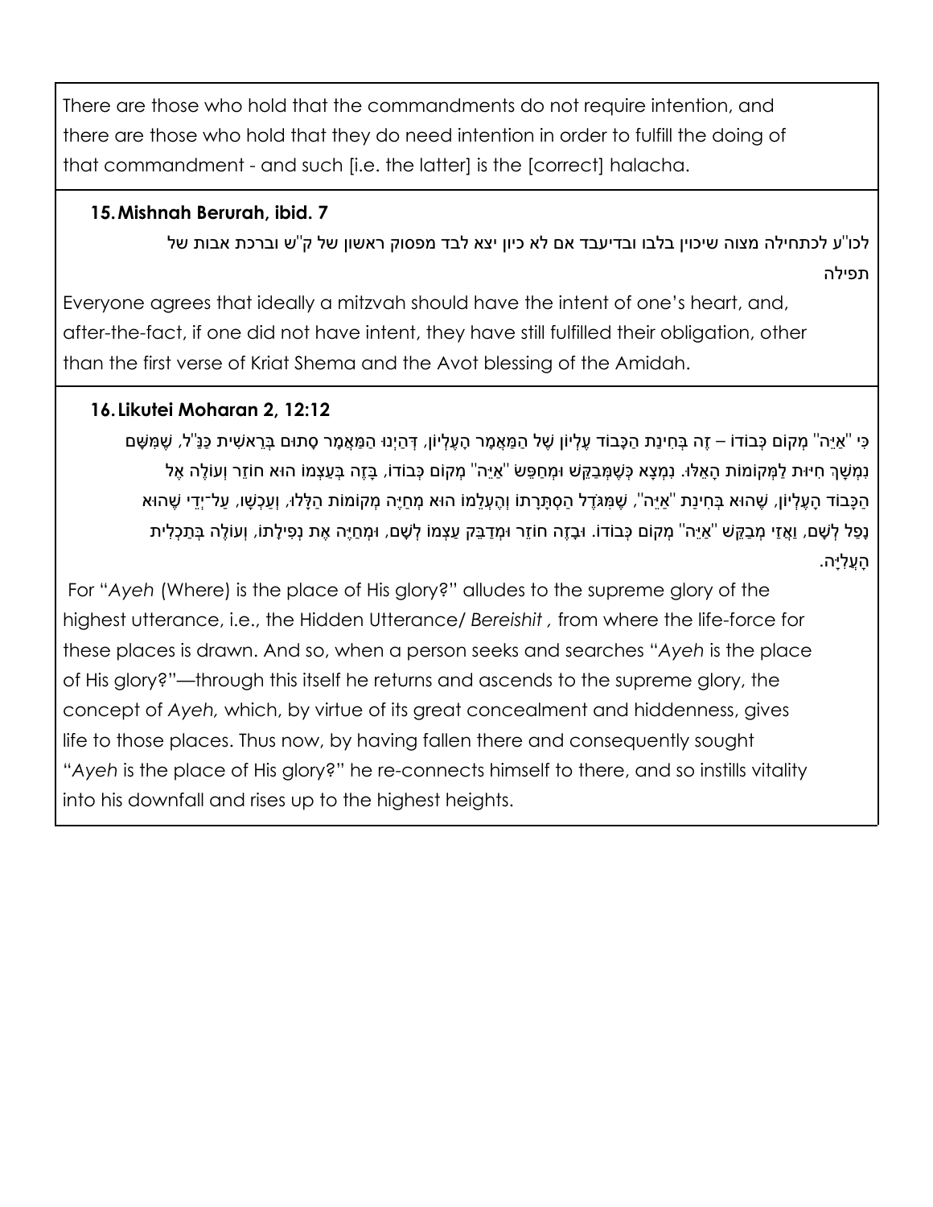There are those who hold that the commandments do not require intention, and there are those who hold that they do need intention in order to fulfill the doing of that commandment - and such [i.e. the latter] is the [correct] halacha.

### 15. Mishnah Berurah, ibid. 7

לכו"ע לכתחילה מצוה שיכוין בלבו ובדיעבד אם לא כיון יצא לבד מפסוק ראשון של ק"ש וברכת אבות של תפילה

Everyone agrees that ideally a mitzvah should have the intent of one's heart, and, after-the-fact, if one did not have intent, they have still fulfilled their obligation, other than the first verse of Kriat Shema and the Avot blessing of the Amidah.

### 16. Likutei Moharan 2, 12:12

כִּי "אַיֵּה" מְקוֹם כְּבוֹדוֹ – זֶה בְּחִינַת הַכָּבוֹד עֶלְיוֹן שֶׁל הַמַּאֲמָר הָעֶלְיוֹן, דְּהַיְנוּ הַמַּאֲמָר סָתוּם בְּרֵאשִׁית כַּנַּ"ל, שֶׁמִּשָּׁם נִמְשָׁךְ חִיּוּת לַמְּקוֹמוֹת הָאֵלּוּ. נִמְצָא כְּשֶׁמְּבַקֵּשׁ וּמְחַפֵּשׂ "אַיֵּה" מְקוֹם כְּבוֹדוֹ, בָּזֶה בְּעַצְמוֹ הוּא חוֹזֵר וְעוֹלֶה אֶל הַכָּבוֹד הָעֶלְיוֹן, שֶׁהוּא בְּחִינַת "אַיֵּה", שֶׁמִּגֹּדֶל הַסְתָּרָתוֹ וְהֶעְלֵמוֹ הוּא מְחַיֶּה מְקוֹמוֹת הַלָּלוּ, וְעַכְשָׁו, עַל־יְדֵי שֶׁהוּא נָפַל לְשָׁם, וַאֲזַי מְבַקֵּשׁ "אַיֵּה" מְקוֹם כְּבוֹדוֹ. וּבָזֶה חוֹזֵר וּמְדַבֵּק עַצְמוֹ לְשָׁם, וּמְחַיֶּה אֶת נְפִילָתוֹ, וְעוֹלֶה בְּתַכְלִית הָעֲלִיָּה.

For "*Ayeh* (Where) is the place of His glory?" alludes to the supreme glory of the highest utterance, i.e., the Hidden Utterance/ *Bereishit* , from where the life-force for these places is drawn. And so, when a person seeks and searches "*Ayeh* is the place of His glory?"—through this itself he returns and ascends to the supreme glory, the concept of *Ayeh,* which, by virtue of its great concealment and hiddenness, gives life to those places. Thus now, by having fallen there and consequently sought "*Ayeh* is the place of His glory?" he re-connects himself to there, and so instills vitality into his downfall and rises up to the highest heights.